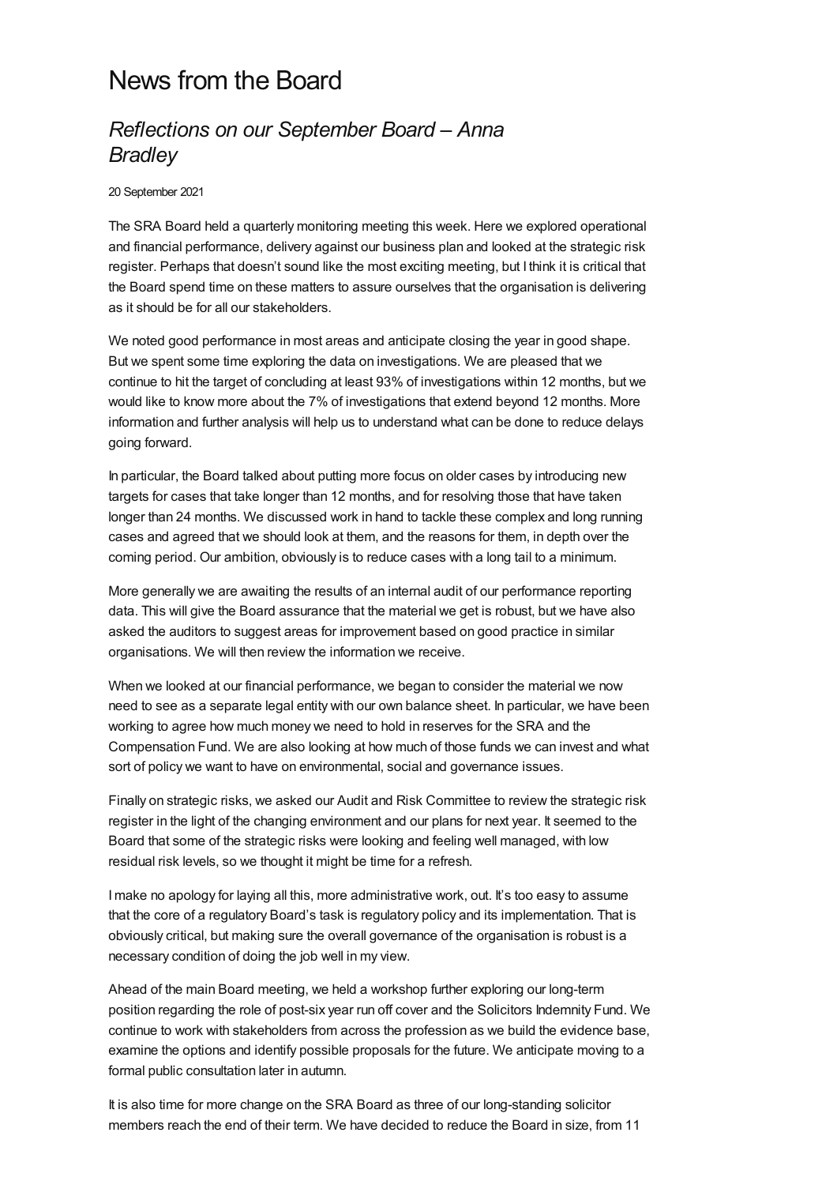# News from the Board

## *Reflections on our September Board – Anna Bradley*

20 September 2021

The SRA Board held a quarterly monitoring meeting this week. Here we explored operational and financial performance, delivery against our business plan and looked at the strategic risk register. Perhaps that doesn't sound like the most exciting meeting, but I think it is critical that the Board spend time on these matters to assure ourselves that the organisation is delivering as it should be for all our stakeholders.

We noted good performance in most areas and anticipate closing the year in good shape. But we spent some time exploring the data on investigations. We are pleased that we continue to hit the target of concluding at least 93% of investigations within 12 months, but we would like to know more about the 7% of investigations that extend beyond 12 months. More information and further analysis will help us to understand what can be done to reduce delays going forward.

In particular, the Board talked about putting more focus on older cases by introducing new targets for cases that take longer than 12 months, and for resolving those that have taken longer than 24 months. We discussed work in hand to tackle these complex and long running cases and agreed that we should look at them, and the reasons for them, in depth over the coming period. Our ambition, obviously is to reduce cases with a long tail to a minimum.

More generally we are awaiting the results of an internal audit of our performance reporting data. This will give the Board assurance that the material we get is robust, but we have also asked the auditors to suggest areas for improvement based on good practice in similar organisations. We will then review the information we receive.

When we looked at our financial performance, we began to consider the material we now need to see as a separate legal entity with our own balance sheet. In particular, we have been working to agree how much money we need to hold in reserves for the SRA and the Compensation Fund. We are also looking at how much of those funds we can invest and what sort of policy we want to have on environmental, social and governance issues.

Finally on strategic risks, we asked our Audit and Risk Committee to review the strategic risk register in the light of the changing environment and our plans for next year. It seemed to the Board that some of the strategic risks were looking and feeling well managed, with low residual risk levels, so we thought it might be time for a refresh.

I make no apology for laying all this, more administrative work, out. It's too easy to assume that the core of a regulatory Board's task is regulatory policy and its implementation. That is obviously critical, but making sure the overall governance of the organisation is robust is a necessary condition of doing the job well in my view.

Ahead of the main Board meeting, we held a workshop further exploring our long-term position regarding the role of post-six year run off cover and the Solicitors Indemnity Fund. We continue to work with stakeholders from across the profession as we build the evidence base, examine the options and identify possible proposals for the future. We anticipate moving to a formal public consultation later in autumn.

It is also time for more change on the SRA Board as three of our long-standing solicitor members reach the end of their term. We have decided to reduce the Board in size, from 11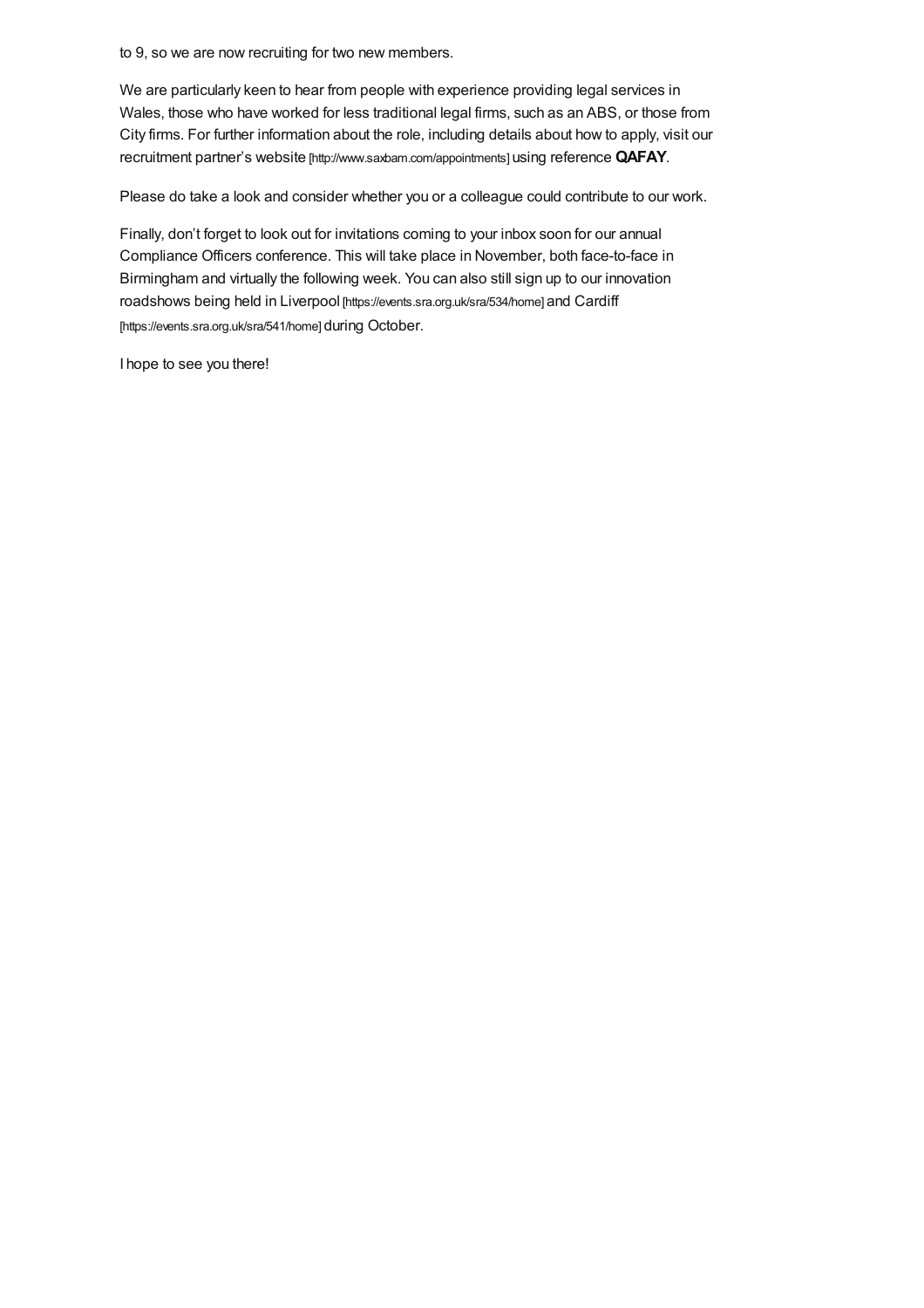to 9, so we are now recruiting for two new members.

We are particularly keen to hear from people with experience providing legal services in Wales, those who have worked for less traditional legal firms, such as an ABS, or those from City firms. For further information about the role, including details about how to apply, visit our recruitment partner's website [http://www.saxbam.com/appointments] using reference **QAFAY**.

Please do take a look and consider whether you or a colleague could contribute to our work.

Finally, don't forget to look out for invitations coming to your inbox soon for our annual Compliance Officers conference. This will take place in November, both face-to-face in Birmingham and virtually the following week. You can also still sign up to our innovation roadshows being held in Liverpool [https://events.sra.org.uk/sra/534/home] and Cardiff [https://events.sra.org.uk/sra/541/home] during October.

I hope to see you there!